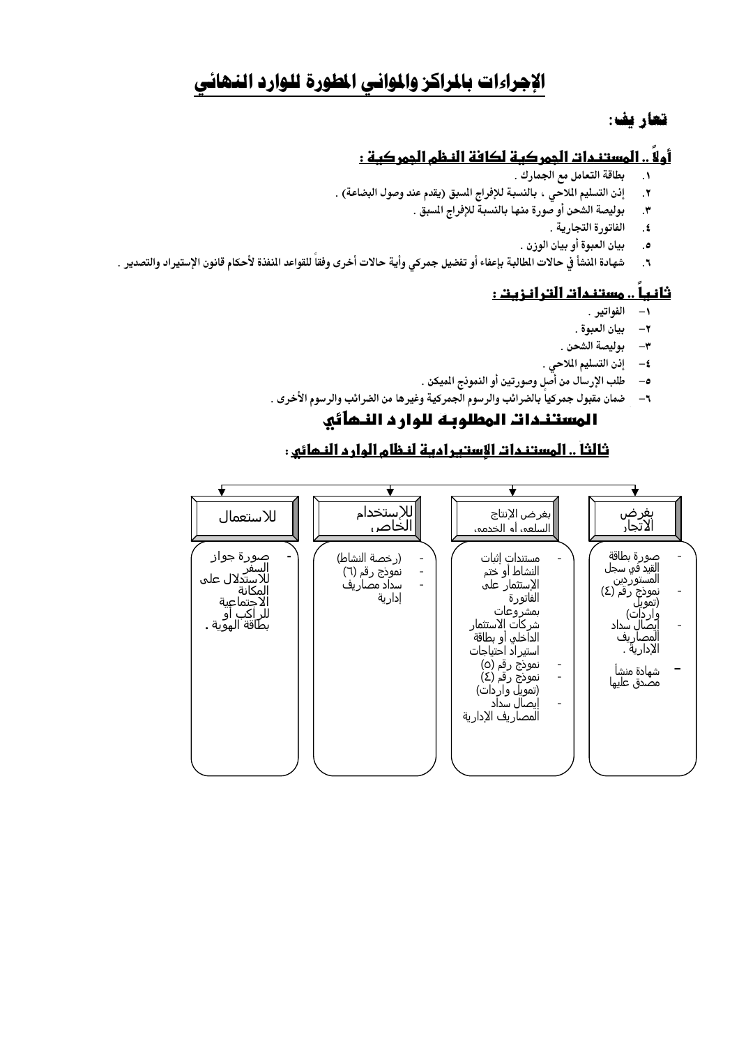# الإجراءات بالمراكز والموانى المطورة للوارد النهائي

## تعاريف:

### أولاً .. المستندات الجمركية لكافة النظم الجمركية :

١. بطاقة التعامل مع الجمارك .
٢. إذن التسليم الملاحي ، بالنسبة للإفراج المسبق (يقدم عند وصول البضاعة) .
٣. بوليصة الشحن أو صورة منها بالنسبة للإفراج المسبق .
٤. الفاتورة التجارية .
٥. بيان العبوة أو بيان الوزن .
٦. شهادة المنشأ في حالات المطالبة بإعفاء أو تفضيل جمركي وأية حالات أخرى وفقاً للقواعد المنفذة لأحكام قانون الإستيراد والتصدير .

### ثانياً .. مستندات الترانزيت :

١- الفواتير .
٢- بيان العبوة .
٣- بوليصة الشحن .
٤- إذن التسليم الملاحي .
٥- طلب الإرسال من أصل وصورتين أو النموذج المميكن .
٦- ضمان مقبول جمركياً بالضرائب والرسوم الجمركية وغيرها من الضرائب والرسوم الأخرى .

## المستندات المطلوبة للوارد النهائي

### ثالثاً .. المستندات الإستيرادية لنظام الوارد النهائي :

| بغرض الاتجار | بغرض الإنتاج السلعي أو الخدمي | للإستخدام الخاص | للاستعمال |
| --- | --- | --- | --- |
| - صورة بطاقة القيد في سجل المستوردين<br>- نموذج رقم (٤) (تمويل واردات)<br>- إيصال سداد المصاريف الإدارية .<br>- شهادة منشأ مصدق عليها | - مستندات إثبات النشاط أو ختم الإستثمار على الفاتورة بمشروعات شركات الاستثمار الداخلي أو بطاقة استيراد احتياجات<br>- نموذج رقم (٥)<br>- نموذج رقم (٤) (تمويل واردات)<br>- إيصال سداد المصاريف الإدارية | - (رخصة النشاط)<br>- نموذج رقم (٦)<br>- سداد مصاريف إدارية | - صورة جواز السفر للاستدلال على المكانة الاجتماعية للراكب أو بطاقة الهوية . |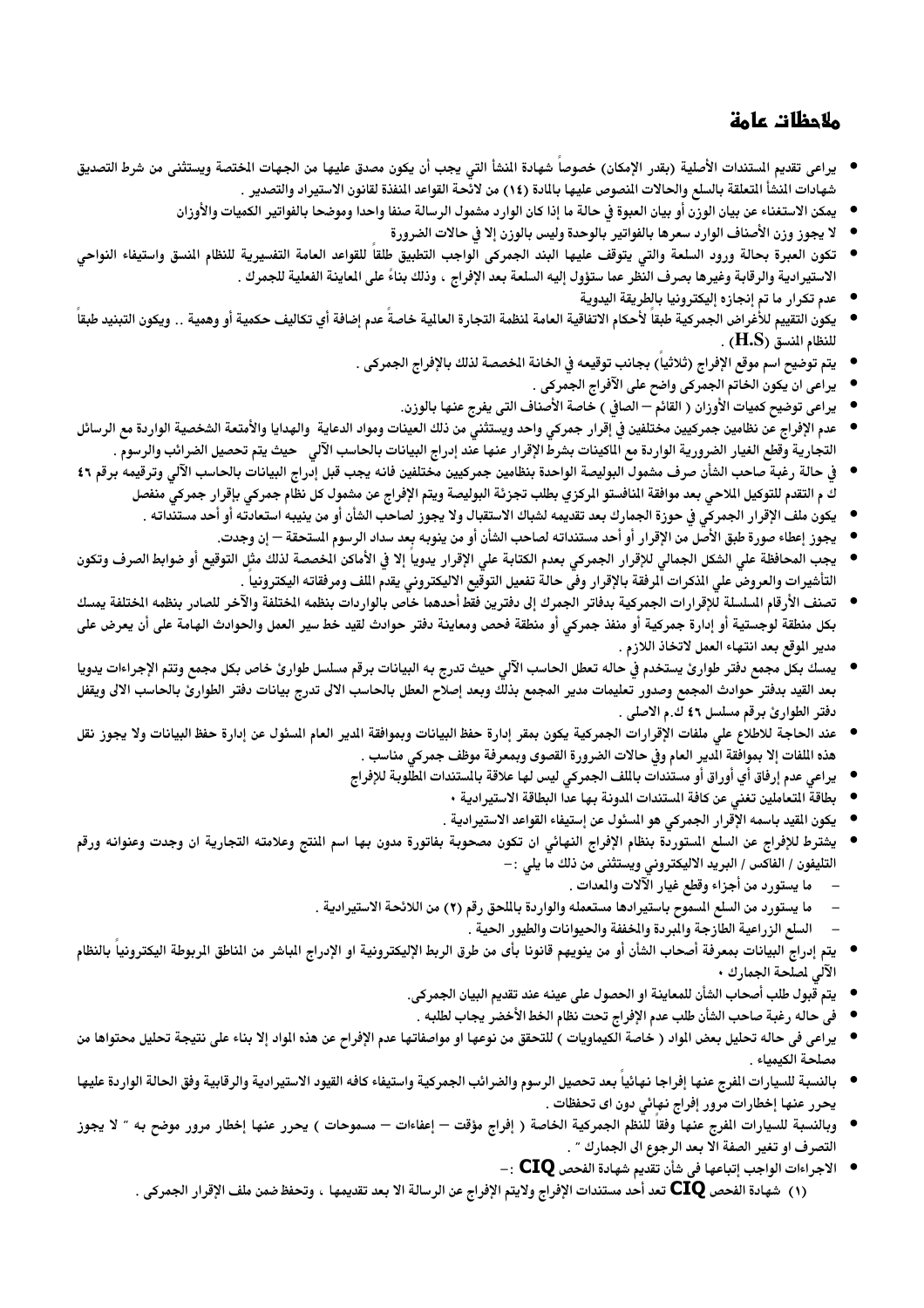## ملاحظات عامة

- يراعى تقديم المستندات الأصلية (بقدر الإمكان) خصوصاً شهادة المنشأ التي يجب أن يكون مصدق عليها من الجهات المختصة ويستثنى من شرط التصديق شهادات المنشأ المتعلقة بالسلع والحالات المنصوص عليها بالمادة (١٤) من لائحة القواعد المنفذة لقانون الاستيراد والتصدير .
- يمكن الاستغناء عن بيان الوزن أو بيان العبوة في حالة ما إذا كان الوارد مشمول الرسالة صنفا واحدا وموضحا بالفواتير الكميات والأوزان
- لا يجوز وزن الأصناف الوارد سعرها بالفواتير بالوحدة وليس بالوزن إلا في حالات الضرورة
- تكون العبرة بحالة ورود السلعة والتي يتوقف عليها البند الجمركى الواجب التطبيق طبقاً للقواعد العامة التفسيرية للنظام المنسق واستيفاء النواحي الاستيرادية والرقابة وغيرها بصرف النظر عما ستؤول إليه السلعة بعد الإفراج ، وذلك بناءً على المعاينة الفعلية للجمرك .
- عدم تكرار ما تم إنجازه إليكترونيا بالطريقة اليدوية
- يكون التقييم للأغراض الجمركية طبقاً لأحكام الاتفاقية العامة لمنظمة التجارة العالمية خاصةً عدم إضافة أي تكاليف حكمية أو وهمية .. ويكون التبنيد طبقاً للنظام المنسق (H.S) .
- يتم توضيح اسم موقع الإفراج (ثلاثياً) بجانب توقيعه في الخانة المخصصة لذلك بالإفراج الجمركى .
- يراعى ان يكون الخاتم الجمركى واضح على الآفراج الجمركى .
- يراعى توضيح كميات الأوزان ( القائم – الصافي ) خاصة الأصناف التي يفرج عنها بالوزن.
- عدم الإفراج عن نظامين جمركيين مختلفين في إقرار جمركي واحد ويستثني من ذلك العينات ومواد الدعاية والهدايا والأمتعة الشخصية الواردة مع الرسائل التجارية وقطع الغيار الضرورية الواردة مع الماكينات بشرط الإقرار عنها عند إدراج البيانات بالحاسب الآلي حيث يتم تحصيل الضرائب والرسوم .
- في حالة رغبة صاحب الشأن صرف مشمول البوليصة الواحدة بنظامين جمركيين مختلفين فانه يجب قبل إدراج البيانات بالحاسب الآلي وترقيمه برقم ٤٦ ك م التقدم للتوكيل الملاحي بطلب تجزئة البوليصة ويتم الإفراج عن مشمول كل نظام جمركي بإقرار جمركي منفصل
- يكون ملف الإقرار الجمركي في حوزة الجمارك بعد تقديمه لشباك الاستقبال ولا يجوز لصاحب الشأن أو من ينيبه استعادته أو أحد مستنداته .
- يجوز إعطاء صورة طبق الأصل من الإقرار أو أحد مستنداته لصاحب الشأن أو من ينوبه بعد سداد الرسوم المستحقة – إن وجدت.
- يجب المحافظة علي الشكل الجمالي للإقرار الجمركي بعدم الكتابة علي الإقرار يدويا إلا في الأماكن المخصصة لذلك مثل التوقيع أو ضوابط الصرف وتكون التأشيرات والعروض علي المذكرات المرفقة بالإقرار وفى حالة تفعيل التوقيع الاليكتروني يقدم الملف ومرفقاته اليكترونياً .
- تصنف الأرقام المسلسلة للإقرارات الجمركية بدفاتر الجمرك إلى دفترين فقط أحدهما خاص بالواردات بنظمه المختلفة والآخر للصادر بنظمه المختلفة يمسك بكل منطقة لوجستية أو إدارة جمركية أو منفذ جمركي أو منطقة فحص ومعاينة دفتر حوادث لقيد خط سير العمل والحوادث الهامة على أن يعرض على مدير الموقع بعد انتهاء العمل لاتخاذ اللازم .
- يمسك بكل مجمع دفتر طوارئ يستخدم في حاله تعطل الحاسب الآلي حيث تدرج به البيانات برقم مسلسل طوارئ خاص بكل مجمع وتتم الإجراءات يدويا بعد القيد بدفتر حوادث المجمع وصدور تعليمات مدير المجمع بذلك وبعد إصلاح العطل بالحاسب الالى تدرج بيانات دفتر الطوارئ بالحاسب الالى ويقفل دفتر الطوارئ برقم مسلسل ٤٦ ك.م الاصلى .
- عند الحاجة للاطلاع علي ملفات الإقرارات الجمركية يكون بمقر إدارة حفظ البيانات وبموافقة المدير العام المسئول عن إدارة حفظ البيانات ولا يجوز نقل هذه الملفات إلا بموافقة المدير العام وفي حالات الضرورة القصوى وبمعرفة موظف جمركي مناسب .
- يراعي عدم إرفاق أي أوراق أو مستندات بالملف الجمركي ليس لها علاقة بالمستندات المطلوبة للإفراج
- بطاقة المتعاملين تغني عن كافة المستندات المدونة بها عدا البطاقة الاستيرادية ،
- يكون المقيد باسمه الإقرار الجمركي هو المسئول عن إستيفاء القواعد الاستيرادية .
- يشترط للإفراج عن السلع المستوردة بنظام الإفراج النهائي ان تكون مصحوبة بفاتورة مدون بها اسم المنتج وعلامته التجارية ان وجدت وعنوانه ورقم التليفون / الفاكس / البريد الاليكتروني ويستثنى من ذلك ما يلي :–
  - ما يستورد من أجزاء وقطع غيار الآلات والمعدات .
  - ما يستورد من السلع المسموح باستيرادها مستعمله والواردة بالملحق رقم (٢) من اللائحة الاستيرادية .
  - السلع الزراعية الطازجة والمبردة والمخففة والحيوانات والطيور الحية .
- يتم إدراج البيانات بمعرفة أصحاب الشأن أو من ينوبهم قانونا بأى من طرق الربط الإليكترونية او الإدراج المباشر من المناطق المربوطة اليكترونياً بالنظام الآلي لمصلحة الجمارك ،
- يتم قبول طلب أصحاب الشأن للمعاينة او الحصول على عينه عند تقديم البيان الجمركي.
- في حاله رغبة صاحب الشأن طلب عدم الإفراج تحت نظام الخط الأخضر يجاب لطلبه .
- يراعى في حاله تحليل بعض المواد ( خاصة الكيماويات ) للتحقق من نوعها او مواصفاتها عدم الإفراج عن هذه المواد إلا بناء على نتيجة تحليل محتواها من مصلحة الكيمياء .
- بالنسبة للسيارات المفرج عنها إفراجا نهائياً بعد تحصيل الرسوم والضرائب الجمركية واستيفاء كافه القيود الاستيرادية والرقابية وفق الحالة الواردة عليها يحرر عنها إخطارات مرور إفراج نهائي دون اى تحفظات .
- وبالنسبة للسيارات المفرج عنها وفقاً للنظم الجمركية الخاصة ( إفراج مؤقت – إعفاءات – مسموحات ) يحرر عنها إخطار مرور موضح به " لا يجوز التصرف او تغير الصفة الا بعد الرجوع الى الجمارك " .
- الاجراءات الواجب إتباعها فى شأن تقديم شهادة الفحص **CIQ** :–

  (١) شهادة الفحص **CIQ** تعد أحد مستندات الإفراج ولايتم الإفراج عن الرسالة الا بعد تقديمها ، وتحفظ ضمن ملف الإقرار الجمركى .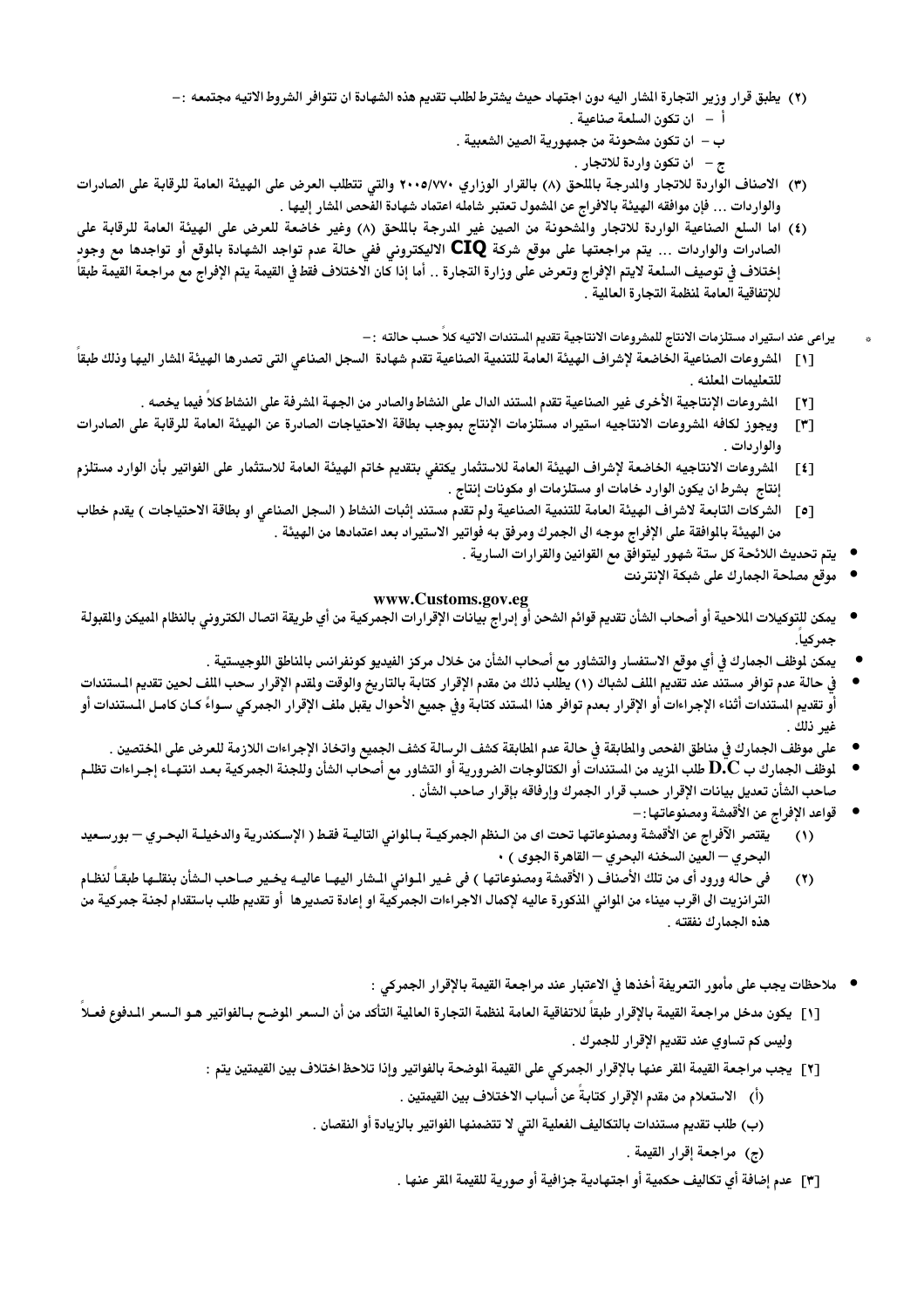(٢) يطبق قرار وزير التجارة المشار اليه دون اجتهاد حيث يشترط لطلب تقديم هذه الشهادة ان تتوافر الشروط الاتيه مجتمعه :-

أ - ان تكون السلعة صناعية .

ب - ان تكون مشحونة من جمهورية الصين الشعبية .

ج - ان تكون واردة للاتجار .

(٣) الاصناف الواردة للاتجار والمدرجة بالملحق (٨) بالقرار الوزاري ٢٠٠٥/٧٧٠ والتي تتطلب العرض على الهيئة العامة للرقابة على الصادرات والواردات ... فإن موافقه الهيئة بالافراج عن المشمول تعتبر شامله اعتماد شهادة الفحص المشار إليها .

(٤) اما السلع الصناعية الواردة للاتجار والمشحونة من الصين غير المدرجة بالملحق (٨) وغير خاضعة للعرض على الهيئة العامة للرقابة على الصادرات والواردات ... يتم مراجعتها على موقع شركة **CIQ** الاليكتروني ففي حالة عدم تواجد الشهادة بالموقع أو تواجدها مع وجود إختلاف في توصيف السلعة لايتم الإفراج وتعرض على وزارة التجارة .. أما إذا كان الاختلاف فقط في القيمة يتم الإفراج مع مراجعة القيمة طبقاً للإتفاقية العامة لمنظمة التجارة العالمية .

- يراعى عند استيراد مستلزمات الانتاج للمشروعات الانتاجية تقديم المستندات الاتيه كلاً حسب حالته :-

[١] المشروعات الصناعية الخاضعة لإشراف الهيئة العامة للتنمية الصناعية تقدم شهادة السجل الصناعي التى تصدرها الهيئة المشار اليها وذلك طبقاً للتعليمات المعلنه .

[٢] المشروعات الإنتاجية الأخرى غير الصناعية تقدم المستند الدال على النشاط والصادر من الجهة المشرفة على النشاط كلاً فيما يخصه .

[٣] ويجوز لكافه المشروعات الانتاجيه استيراد مستلزمات الإنتاج بموجب بطاقة الاحتياجات الصادرة عن الهيئة العامة للرقابة على الصادرات والواردات .

[٤] المشروعات الانتاجيه الخاضعة لإشراف الهيئة العامة للاستثمار يكتفي بتقديم خاتم الهيئة العامة للاستثمار على الفواتير بأن الوارد مستلزم إنتاج بشرط ان يكون الوارد خامات او مستلزمات او مكونات إنتاج .

[٥] الشركات التابعة لاشراف الهيئة العامة للتنمية الصناعية ولم تقدم مستند إثبات النشاط ( السجل الصناعي او بطاقة الاحتياجات ) يقدم خطاب من الهيئة بالموافقة على الإفراج موجه الى الجمرك ومرفق به فواتير الاستيراد بعد اعتمادها من الهيئة .

- يتم تحديث اللائحة كل ستة شهور ليتوافق مع القوانين والقرارات السارية .
- موقع مصلحة الجمارك على شبكة الإنترنت

**www.Customs.gov.eg**

- يمكن للتوكيلات الملاحية أو أصحاب الشأن تقديم قوائم الشحن أو إدراج بيانات الإقرارات الجمركية من أي طريقة اتصال الكتروني بالنظام الميكن والمقبولة جمركياً.
- يمكن لموظف الجمارك في أي موقع الاستفسار والتشاور مع أصحاب الشأن من خلال مركز الفيديو كونفرانس بالمناطق اللوجيستية .
- في حالة عدم توافر مستند عند تقديم الملف لشباك (١) يطلب ذلك من مقدم الإقرار كتابة بالتاريخ والوقت ولمقدم الإقرار سحب الملف لحين تقديم المستندات أو تقديم المستندات أثناء الإجراءات أو الإقرار بعدم توافر هذا المستند كتابة وفي جميع الأحوال يقبل ملف الإقرار الجمركي سواءً كان كامل المستندات أو غير ذلك .
- على موظف الجمارك في مناطق الفحص والمطابقة في حالة عدم المطابقة كشف الرسالة كشف الجميع واتخاذ الإجراءات اللازمة للعرض على المختصين .
- لموظف الجمارك ب D.C طلب المزيد من المستندات أو الكتالوجات الضرورية أو التشاور مع أصحاب الشأن وللجنة الجمركية بعد انتهاء إجراءات تظلم صاحب الشأن تعديل بيانات الإقرار حسب قرار الجمرك وإرفاقه بإقرار صاحب الشأن .
- قواعد الإفراج عن الأقمشة ومصنوعاتها :-

(١) يقتصر الآفراج عن الأقمشة ومصنوعاتها تحت اى من النظم الجمركية بالموانى التالية فقط ( الإسكندرية والدخيلة البحري – بورسعيد البحري – العين السخنه البحري – القاهرة الجوى ) .

(٢) في حاله ورود أى من تلك الأصناف ( الأقمشة ومصنوعاتها ) فى غير الموانى المشار اليها عاليه يخير صاحب الشأن بنقلها طبقاً لنظام الترانزيت الى اقرب ميناء من الموانى المذكورة عاليه لإكمال الاجراءات الجمركية او إعادة تصديرها أو تقديم طلب باستقدام لجنة جمركية من هذه الجمارك نفقته .

- ملاحظات يجب على مأمور التعريفة أخذها في الاعتبار عند مراجعة القيمة بالإقرار الجمركي :

[١] يكون مدخل مراجعة القيمة بالإقرار طبقاً للاتفاقية العامة لمنظمة التجارة العالمية التأكد من أن السعر الموضح بالفواتير هو السعر المدفوع فعلاً وليس كم تساوي عند تقديم الإقرار للجمرك .

[٢] يجب مراجعة القيمة المقر عنها بالإقرار الجمركي على القيمة الموضحة بالفواتير وإذا تلاحظ اختلاف بين القيمتين يتم :

(أ) الاستعلام من مقدم الإقرار كتابةً عن أسباب الاختلاف بين القيمتين .

(ب) طلب تقديم مستندات بالتكاليف الفعلية التي لا تتضمنها الفواتير بالزيادة أو النقصان .

(ج) مراجعة إقرار القيمة .

[٣] عدم إضافة أي تكاليف حكمية أو اجتهادية جزافية أو صورية للقيمة المقر عنها .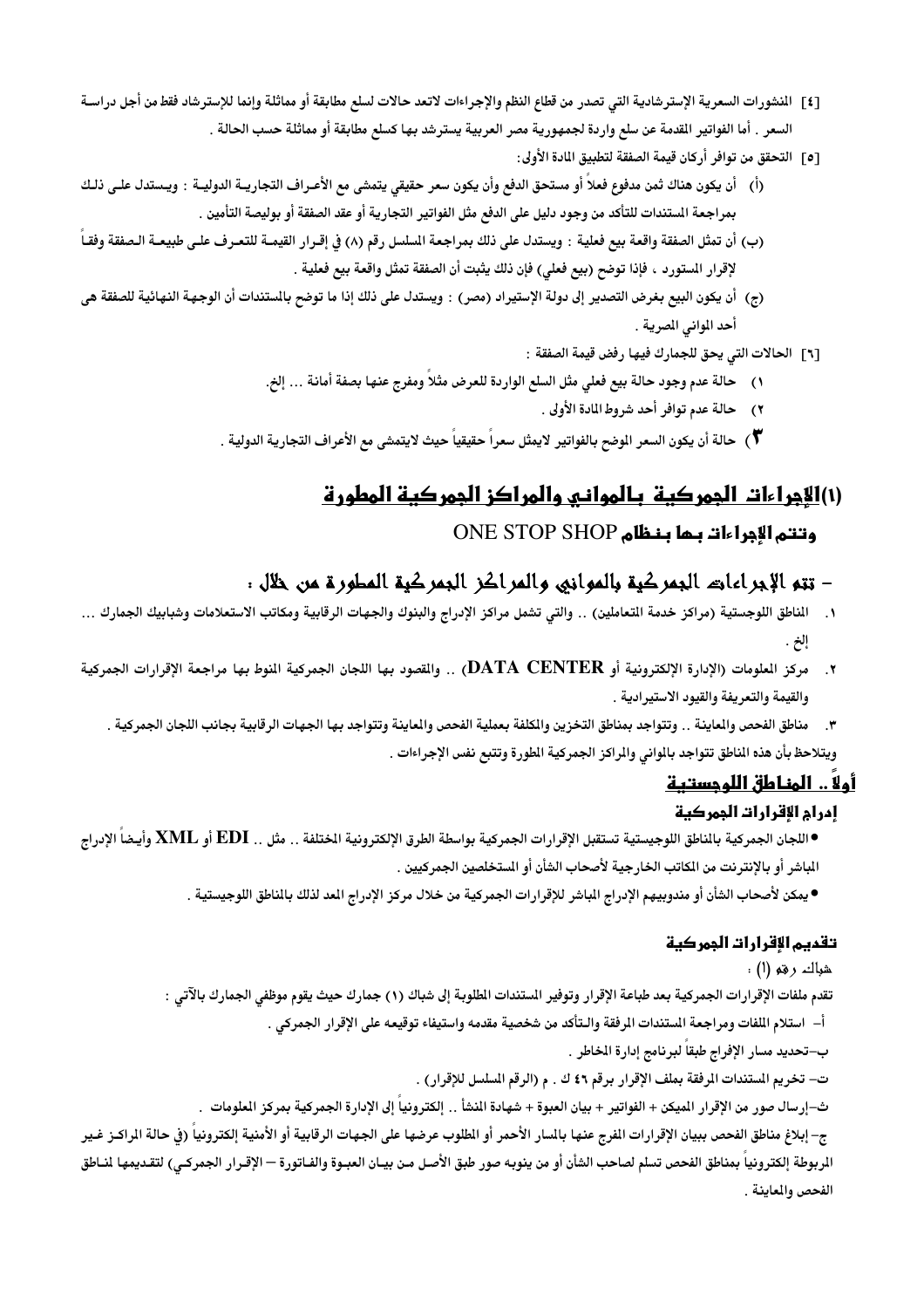[٤] المنشورات السعرية الإسترشادية التي تصدر من قطاع النظم والإجراءات لاتعد حالات لسلع مطابقة أو مماثلة وإنما للإسترشاد فقط من أجل دراسة السعر . أما الفواتير المقدمة عن سلع واردة لجمهورية مصر العربية يسترشد بها كسلع مطابقة أو مماثلة حسب الحالة .

[٥] التحقق من توافر أركان قيمة الصفقة لتطبيق المادة الأولى:

(أ) أن يكون هناك ثمن مدفوع فعلاً أو مستحق الدفع وأن يكون سعر حقيقي يتمشى مع الأعراف التجارية الدولية : ويستدل على ذلك بمراجعة المستندات للتأكد من وجود دليل على الدفع مثل الفواتير التجارية أو عقد الصفقة أو بوليصة التأمين .

(ب) أن تمثل الصفقة واقعة بيع فعلية : ويستدل على ذلك بمراجعة المسلسل رقم (٨) في إقرار القيمة للتعرف على طبيعة الصفقة وفقاً لإقرار المستورد ، فإذا توضح (بيع فعلي) فإن ذلك يثبت أن الصفقة تمثل واقعة بيع فعلية .

(ج) أن يكون البيع بغرض التصدير إلى دولة الإستيراد (مصر) : ويستدل على ذلك إذا ما توضح بالمستندات أن الوجهة النهائية للصفقة هى أحد الموانى المصرية .

[٦] الحالات التي يحق للجمارك فيها رفض قيمة الصفقة :

١) حالة عدم وجود حالة بيع فعلي مثل السلع الواردة للعرض مثلاً ومفرج عنها بصفة أمانة ... إلخ.

٢) حالة عدم توافر أحد شروط المادة الأولى .

٣) حالة أن يكون السعر الموضح بالفواتير لايمثل سعراً حقيقياً حيث لايتمشى مع الأعراف التجارية الدولية .

## (١)الإجراءات الجمركية بالموانى والمراكز الجمركية المطورة

### وتتم الإجراءات بها بنظام ONE STOP SHOP

### - تتم الإجراءات الجمركية بالموانى والمراكز الجمركية المطورة من خلال :

١. المناطق اللوجستية (مراكز خدمة المتعاملين) .. والتي تشمل مراكز الإدراج والبنوك والجهات الرقابية ومكاتب الاستعلامات وشبابيك الجمارك ... إلخ .

٢. مركز المعلومات (الإدارة الإلكترونية أو **DATA CENTER**) .. والمقصود بها اللجان الجمركية المنوط بها مراجعة الإقرارات الجمركية والقيمة والتعريفة والقيود الاستيرادية .

٣. مناطق الفحص والمعاينة .. وتتواجد بمناطق التخزين والمكلفة بعملية الفحص والمعاينة وتتواجد بها الجهات الرقابية بجانب اللجان الجمركية .

ويتلاحظ بأن هذه المناطق تتواجد بالموانى والمراكز الجمركية المطورة وتتبع نفس الإجراءات .

### أولاً .. المناطق اللوجستية

#### إدراج الإقرارات الجمركية

- اللجان الجمركية بالمناطق اللوجيستية تستقبل الإقرارات الجمركية بواسطة الطرق الإلكترونية المختلفة .. مثل .. **EDI** أو **XML** وأيضاً الإدراج المباشر أو بالإنترنت من المكاتب الخارجية لأصحاب الشأن أو المستخلصين الجمركيين .
- يمكن لأصحاب الشأن أو مندوبيهم الإدراج المباشر للإقرارات الجمركية من خلال مركز الإدراج المعد لذلك بالمناطق اللوجيستية .

#### تقديم الإقرارات الجمركية

شباك رقم (١) :

تقدم ملفات الإقرارات الجمركية بعد طباعة الإقرار وتوفير المستندات المطلوبة إلى شباك (١) جمارك حيث يقوم موظفي الجمارك بالآتي :

أ- استلام الملفات ومراجعة المستندات المرفقة والتأكد من شخصية مقدمه واستيفاء توقيعه على الإقرار الجمركي .

ب-تحديد مسار الإفراج طبقاً لبرنامج إدارة المخاطر .

ت- تخريم المستندات المرفقة بملف الإقرار برقم ٤٦ ك . م (الرقم المسلسل للإقرار) .

ث-إرسال صور من الإقرار الميكن + الفواتير + بيان العبوة + شهادة المنشأ .. إلكترونياً إلى الإدارة الجمركية بمركز المعلومات .

ج- إبلاغ مناطق الفحص ببيان الإقرارات المفرج عنها بالمسار الأحمر أو المطلوب عرضها على الجهات الرقابية أو الأمنية إلكترونياً (في حالة المراكز غير المربوطة إلكترونياً بمناطق الفحص تسلم لصاحب الشأن أو من ينوبه صور طبق الأصل من بيان العبوة والفاتورة – الإقرار الجمركي) لتقديمها لمناطق الفحص والمعاينة .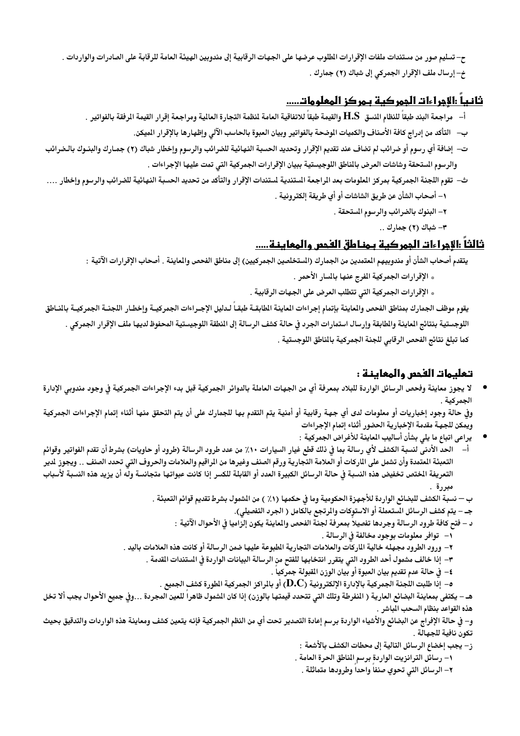ح- تسليم صور من مستندات ملفات الإقرارات المطلوب عرضها على الجهات الرقابية إلى مندوبين الهيئة العامة للرقابة على الصادرات والواردات .

خ- إرسال ملف الإقرار الجمركي إلى شباك (٢) جمارك .

## ثانياً :الإجراءات الجمركية بمركز المعلومات.....

أ- مراجعة البند طبقاً للنظام المنسق H.S والقيمة طبقاً للاتفاقية العامة لمنظمة التجارة العالمية ومراجعة إقرار القيمة المرفقة بالفواتير .

ب- التأكد من إدراج كافة الأصناف والكميات الموضحة بالفواتير وبيان العبوة بالحاسب الآلي وإظهارها بالإقرار الميكن.

ت- إضافة أي رسوم أو ضرائب لم تضاف عند تقديم الإقرار وتحديد الحسبة النهائية للضرائب والرسوم وإخطار شباك (٢) جمارك والبنوك بالضرائب والرسوم المستحقة وشاشات العرض بالمناطق اللوجيستية ببيان الإقرارات الجمركية التي تمت عليها الإجراءات .

ث- تقوم اللجنة الجمركية بمركز المعلومات بعد المراجعة المستندية لمستندات الإقرار والتأكد من تحديد الحسبة النهائية للضرائب والرسوم وإخطار ....

١- أصحاب الشأن عن طريق الشاشات أو أي طريقة إلكترونية .

٢- البنوك بالضرائب والرسوم المستحقة .

٣- شباك (٢) جمارك ..

## ثالثاً :الإجراءات الجمركية بمناطق الفحص والمعاينة.....

يتقدم أصحاب الشأن أو مندوبيهم المعتمدين من الجمارك (المستخلصين الجمركيين) إلى مناطق الفحص والمعاينة . أصحاب الإقرارات الآتية :

- الإقرارات الجمركية المفرج عنها بالمسار الأحمر .
- الإقرارات الجمركية التي تتطلب العرض على الجهات الرقابية .

يقوم موظف الجمارك بمناطق الفحص والمعاينة بإتمام إجراءات المعاينة المطابقة طبقاً لدليل الإجراءات الجمركية وإخطار اللجنة الجمركية بالمناطق اللوجستية بنتائج المعاينة والمطابقة وإرسال استمارات الجرد في حالة كشف الرسالة إلى المنطقة اللوجيستية المحفوظ لديها ملف الإقرار الجمركي .

كما تبلغ نتائج الفحص الرقابي للجنة الجمركية بالمناطق اللوجستية .

## تعليمات الفحص والمعاينة :

- لا يجوز معاينة وفحص الرسائل الواردة للبلاد بمعرفة أي من الجهات العاملة بالدوائر الجمركية قبل بدء الإجراءات الجمركية في وجود مندوبي الإدارة الجمركية .

وفي حالة وجود إخباريات أو معلومات لدى أي جهة رقابية أو أمنية يتم التقدم بها للجمارك على أن يتم التحقق منها أثناء إتمام الإجراءات الجمركية ويمكن للجهة مقدمة الإخبارية الحضور أثناء إتمام الإجراءات

- يراعى اتباع ما يلي بشأن أساليب المعاينة للأغراض الجمركية :

أ- الحد الأدنى لنسبة الكشف لأي رسالة بما في ذلك قطع غيار السيارات ١٠٪ من عدد طرود الرسالة (طرود أو حاويات) بشرط أن تقدم الفواتير وقوائم التعبئة المعتمدة وأن تشمل على الماركات أو العلامة التجارية ورقم الصنف وغيرها من المراقيم والعلامات والحروف التي تحدد الصنف .. ويجوز لمدير التعريفة المختص تخفيض هذه النسبة في حالة الرسائل الكبيرة العدد أو القابلة للكسر إذا كانت عبواتها متجانسة وله أن يزيد هذه النسبة لأسباب مبررة .

ب – نسبة الكشف للبضائع الواردة للأجهزة الحكومية وما في حكمها (١٪ ) من المشمول بشرط تقديم قوائم التعبئة .

جـ – يتم كشف الرسائل المستعملة أو الاستوكات والمرتجع بالكامل ( الجرد التفصيلي).

د – فتح كافة طرود الرسالة وجردها تفصيلاً بمعرفة لجنة الفحص والمعاينة يكون إلزاميا في الأحوال الآتية :

١- توافر معلومات بوجود مخالفة في الرسالة .

٢- ورود الطرود مجهله خالية الماركات والعلامات التجارية المطبوعة عليها ضمن الرسالة أو كانت هذه العلامات باليد .

٣- إذا خالف مشمول أحد الطرود التي يتقرر انتخابها للفتح من الرسالة البيانات الواردة في المستندات المقدمة .

٤- في حالة عدم تقديم بيان العبوة أو بيان الوزن المقبولة جمركياً .

٥- إذا طلبت اللجنة الجمركية بالإدارة الإلكترونية (D.C) أو بالمراكز الجمركية المطورة كشف الجميع .

هـ – يكتفى بمعاينة البضائع العارية ( المنفرطة وتلك التي تتحدد قيمتها بالوزن) إذا كان المشمول ظاهراً للعين المجردة ...وفي جميع الأحوال يجب ألا تخل هذه القواعد بنظام السحب المباشر .

و– في حالة الإفراج عن البضائع والأشياء الواردة برسم إعادة التصدير تحت أي من النظم الجمركية فإنه يتعين كشف ومعاينة هذه الواردات والتدقيق بحيث تكون نافية للجهالة .

ز– يجب إخضاع الرسائل التالية إلى محطات الكشف بالأشعة :

١- رسائل الترانزيت الواردة برسم المناطق الحرة العامة .

٢- الرسائل التي تحوي صنفاً واحداً وطرودها متماثلة .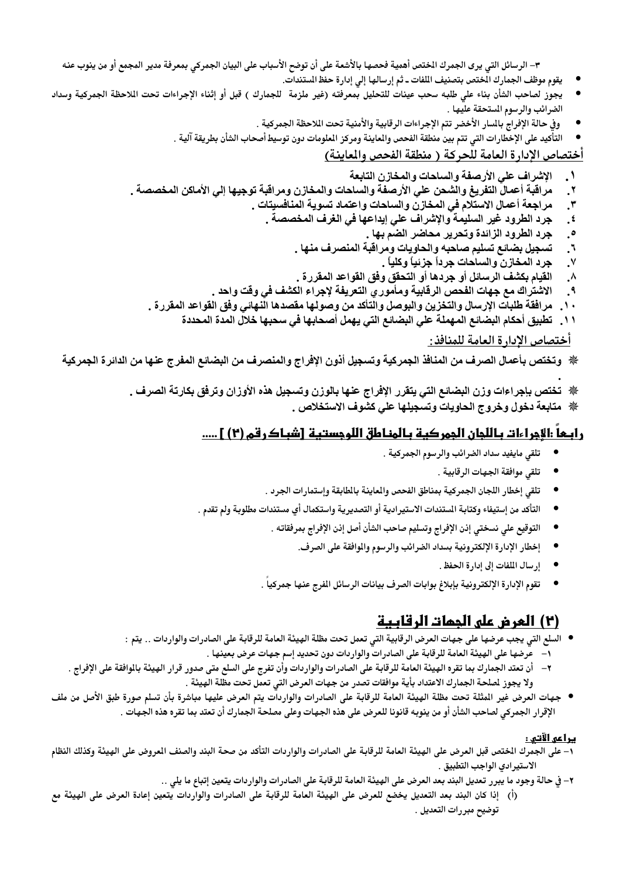٣- الرسائل التي يرى الجمرك المختص أهمية فحصها بالأشعة على أن توضح الأسباب على البيان الجمركي بمعرفة مدير المجمع أو من ينوب عنه

- يقوم موظف الجمارك المختص بتصنيف الملفات ـ ثم إرسالها إلي إدارة حفظ المستندات.
- يجوز لصاحب الشأن بناء علي طلبه سحب عينات للتحليل بمعرفته (غير ملزمة للجمارك ) قبل أو إثناء الإجراءات تحت الملاحظة الجمركية وسداد الضرائب والرسوم المستحقة عليها .
- وفي حالة الإفراج بالمسار الأخضر تتم الإجراءات الرقابية والأمنية تحت الملاحظة الجمركية .
- التأكيد على الإخطارات التي تتم بين منطقة الفحص والمعاينة ومركز المعلومات دون توسيط أصحاب الشأن بطريقة آلية .

## أختصاص الإدارة العامة للحركة ( منطقة الفحص والمعاينة)

١. الإشراف علي الأرصفة والساحات والمخازن التابعة
٢. مراقبة أعمال التفريغ والشحن علي الأرصفة والساحات والمخازن ومراقبة توجيها إلي الأماكن المخصصة .
٣. مراجعة أعمال الاستلام في المخازن والساحات واعتماد تسوية المنافسيتات .
٤. جرد الطرود غير السليمة والإشراف علي إيداعها في الغرف المخصصة .
٥. جرد الطرود الزائدة وتحرير محاضر الضم بها .
٦. تسجيل بضائع تسليم صاحبه والحاويات ومراقبة المنصرف منها .
٧. جرد المخازن والساحات جرداً جزئياً وكلياً .
٨. القيام بكشف الرسائل أو جردها أو التحقق وفق القواعد المقررة .
٩. الاشتراك مع جهات الفحص الرقابية ومأموري التعريفة لإجراء الكشف في وقت واحد .
١٠. مرافقة طلبات الإرسال والتخزين والبوصل والتأكد من وصولها مقصدها النهائي وفق القواعد المقررة .
١١. تطبيق أحكام البضائع المهملة علي البضائع التي يهمل أصحابها في سحبها خلال المدة المحددة

## أختصاص الإدارة العامة للمنافذ:

- ❋ وتختص بأعمال الصرف من المنافذ الجمركية وتسجيل أذون الإفراج والمنصرف من البضائع المفرج عنها من الدائرة الجمركية .
- ❋ تختص باجراءات وزن البضائع التي يتقرر الإفراج عنها بالوزن وتسجيل هذه الأوزان وترفق بكارتة الصرف .
- ❋ متابعة دخول وخروج الحاويات وتسجيلها علي كشوف الاستخلاص .

## رابعاً :الإجراءات باللجان الجمركية بالمناطق اللوجستية [شباك رقم (٣) ] .....

- تلقي مايفيد سداد الضرائب والرسوم الجمركية .
- تلقي موافقة الجهات الرقابية .
- تلقي إخطار اللجان الجمركية بمناطق الفحص والمعاينة بالمطابقة وإستمارات الجرد .
- التأكد من إستيفاء وكتابة المستندات الاستيرادية أو التصديرية واستكمال أي مستندات مطلوبة ولم تقدم .
- التوقيع علي نسختي إذن الإفراج وتسليم صاحب الشأن أصل إذن الإفراج بمرفقاته .
- إخطار الإدارة الإلكترونية بسداد الضرائب والرسوم والموافقة على الصرف.
- إرسال الملفات إلى إدارة الحفظ .
- تقوم الإدارة الإلكترونية بإبلاغ بوابات الصرف بيانات الرسائل المفرج عنها جمركياً .

## (٣) العرض على الجهات الرقابية

- السلع التي يجب عرضها على جهات العرض الرقابية التي تعمل تحت مظلة الهيئة العامة للرقابة على الصادرات والواردات .. يتم :
  - ١- عرضها على الهيئة العامة للرقابة على الصادرات والواردات دون تحديد إسم جهات عرض بعينها .
  - ٢- أن تعتد الجمارك بما تقره الهيئة العامة للرقابة على الصادرات والواردات وأن تفرج على السلع متى صدور قرار الهيئة بالموافقة على الإفراج . ولا يجوز لمصلحة الجمارك الاعتداد بأية موافقات تصدر من جهات العرض التي تعمل تحت مظلة الهيئة .
- جهات العرض غير الممثلة تحت مظلة الهيئة العامة للرقابة على الصادرات والواردات يتم العرض عليها مباشرة بأن تسلم صورة طبق الأصل من ملف الإقرار الجمركي لصاحب الشأن أو من ينوبه قانونا للعرض على هذه الجهات وعلى مصلحة الجمارك أن تعتد بما تقره هذه الجهات .

**يراعى الآتي :**

١- على الجمرك المختص قبل العرض على الهيئة العامة للرقابة على الصادرات والواردات التأكد من صحة البند والصنف المعروض على الهيئة وكذلك النظام الاستيرادي الواجب التطبيق .

٢- في حالة وجود ما يبرر تعديل البند بعد العرض على الهيئة العامة للرقابة على الصادرات والواردات يتعين إتباع ما يلي ..

(أ) إذا كان البند بعد التعديل يخضع للعرض على الهيئة العامة للرقابة على الصادرات والواردات يتعين إعادة العرض على الهيئة مع توضيح مبررات التعديل .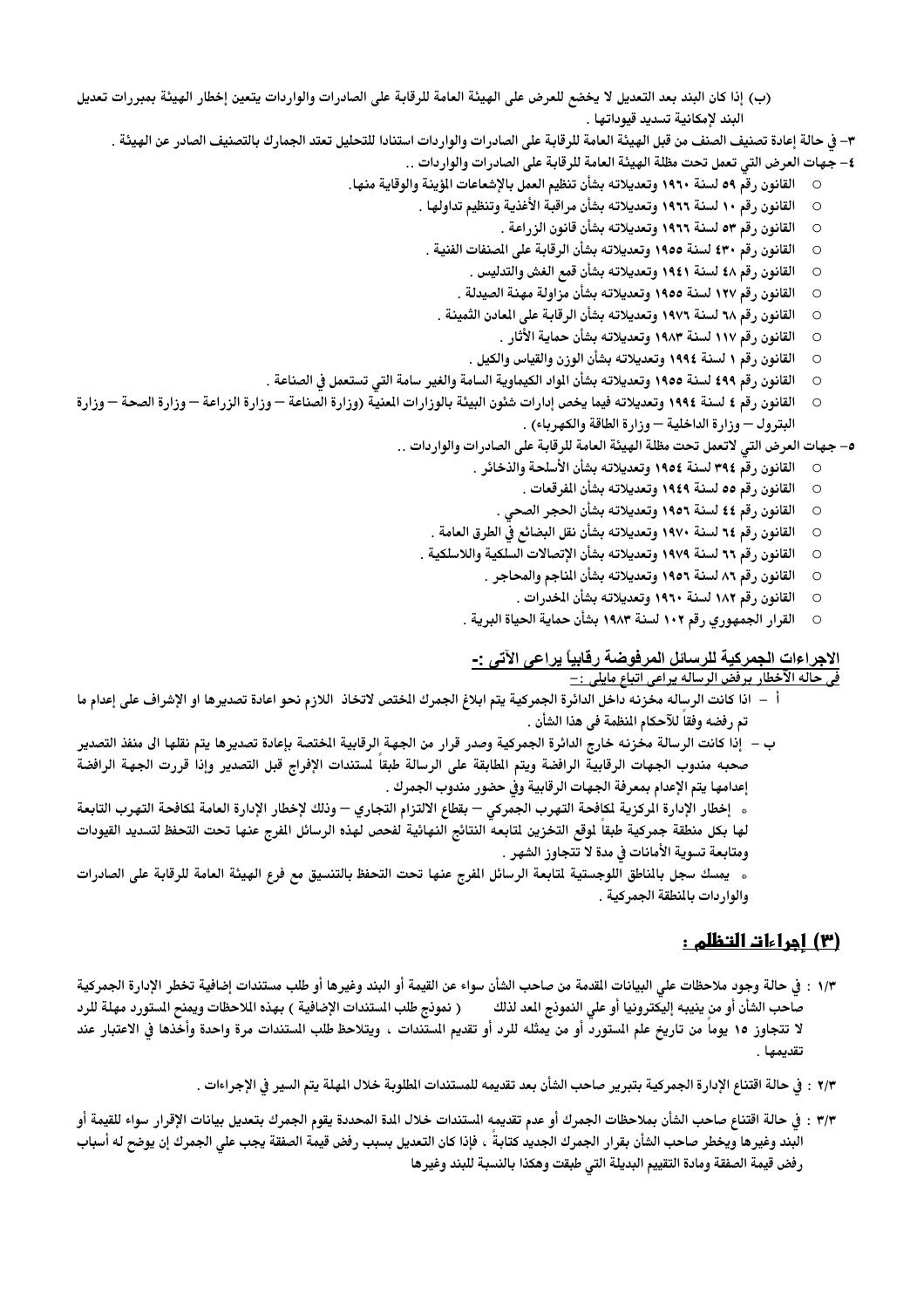(ب) إذا كان البند بعد التعديل لا يخضع للعرض على الهيئة العامة للرقابة على الصادرات والواردات يتعين إخطار الهيئة بمبررات تعديل البند لإمكانية تسديد قيوداتها .

٣- في حالة إعادة تصنيف الصنف من قبل الهيئة العامة للرقابة على الصادرات والواردات استنادا للتحليل تعتد الجمارك بالتصنيف الصادر عن الهيئة .

٤- جهات العرض التي تعمل تحت مظلة الهيئة العامة للرقابة على الصادرات والواردات ..

- القانون رقم ٥٩ لسنة ١٩٦٠ وتعديلاته بشأن تنظيم العمل بالإشعاعات المؤينة والوقاية منها.
- القانون رقم ١٠ لسنة ١٩٦٦ وتعديلاته بشأن مراقبة الأغذية وتنظيم تداولها .
- القانون رقم ٥٣ لسنة ١٩٦٦ وتعديلاته بشأن قانون الزراعة .
- القانون رقم ٤٣٠ لسنة ١٩٥٥ وتعديلاته بشأن الرقابة على المصنفات الفنية .
- القانون رقم ٤٨ لسنة ١٩٤١ وتعديلاته بشأن قمع الغش والتدليس .
- القانون رقم ١٢٧ لسنة ١٩٥٥ وتعديلاته بشأن مزاولة مهنة الصيدلة .
- القانون رقم ٦٨ لسنة ١٩٧٦ وتعديلاته بشأن الرقابة على المعادن الثمينة .
- القانون رقم ١١٧ لسنة ١٩٨٣ وتعديلاته بشأن حماية الآثار .
- القانون رقم ١ لسنة ١٩٩٤ وتعديلاته بشأن الوزن والقياس والكيل .
- القانون رقم ٤٩٩ لسنة ١٩٥٥ وتعديلاته بشأن المواد الكيماوية السامة والغير سامة التي تستعمل في الصناعة .
- القانون رقم ٤ لسنة ١٩٩٤ وتعديلاته فيما يخص إدارات شئون البيئة بالوزارات المعنية (وزارة الصناعة – وزارة الزراعة – وزارة الصحة – وزارة البترول – وزارة الداخلية – وزارة الطاقة والكهرباء) .

٥- جهات العرض التي لاتعمل تحت مظلة الهيئة العامة للرقابة على الصادرات والواردات ..

- القانون رقم ٣٩٤ لسنة ١٩٥٤ وتعديلاته بشأن الأسلحة والذخائر .
- القانون رقم ٥٥ لسنة ١٩٤٩ وتعديلاته بشأن المفرقعات .
- القانون رقم ٤٤ لسنة ١٩٥٦ وتعديلاته بشأن الحجر الصحي .
- القانون رقم ٦٤ لسنة ١٩٧٠ وتعديلاته بشأن نقل البضائع في الطرق العامة .
- القانون رقم ٦٦ لسنة ١٩٧٩ وتعديلاته بشأن الإتصالات السلكية واللاسلكية .
- القانون رقم ٨٦ لسنة ١٩٥٦ وتعديلاته بشأن المناجم والمحاجر .
- القانون رقم ١٨٢ لسنة ١٩٦٠ وتعديلاته بشأن المخدرات .
- القرار الجمهوري رقم ١٠٢ لسنة ١٩٨٣ بشأن حماية الحياة البرية .

**<u>الاجراءات الجمركية للرسائل المرفوضة رقابياً يراعى الآتى :-</u>**

**<u>في حاله الأخطار برفض الرساله يراعى اتباع مايلى :-</u>**

أ – اذا كانت الرساله مخزنه داخل الدائرة الجمركية يتم ابلاغ الجمرك المختص لاتخاذ اللازم نحو اعادة تصديرها او الإشراف على إعدام ما تم رفضه وفقاً للآحكام المنظمة فى هذا الشأن .

ب – إذا كانت الرسالة مخزنه خارج الدائرة الجمركية وصدر قرار من الجهة الرقابية المختصة بإعادة تصديرها يتم نقلها الى منفذ التصدير صحبه مندوب الجهات الرقابية الرافضة ويتم المطابقة على الرسالة طبقاً لمستندات الإفراج قبل التصدير وإذا قررت الجهة الرافضة إعدامها يتم الإعدام بمعرفة الجهات الرقابية وفي حضور مندوب الجمرك .

- إخطار الإدارة المركزية لمكافحة التهرب الجمركي – بقطاع الالتزام التجاري – وذلك لإخطار الإدارة العامة لمكافحة التهرب التابعة لها بكل منطقة جمركية طبقاً لموقع التخزين لمتابعه النتائج النهائية لفحص لهذه الرسائل المفرج عنها تحت التحفظ لتسديد القيودات ومتابعة تسوية الأمانات في مدة لا تتجاوز الشهر .
- يمسك سجل بالمناطق اللوجستية لمتابعة الرسائل المفرج عنها تحت التحفظ بالتنسيق مع فرع الهيئة العامة للرقابة على الصادرات والواردات بالمنطقة الجمركية .

## **<u>(٣) إجراءات التظلم :</u>**

١/٣ : في حالة وجود ملاحظات علي البيانات المقدمة من صاحب الشأن سواء عن القيمة أو البند وغيرها أو طلب مستندات إضافية تخطر الإدارة الجمركية صاحب الشأن أو من ينيبه إليكترونيا أو علي النموذج المعد لذلك ( نموذج طلب المستندات الإضافية ) بهذه الملاحظات ويمنح المستورد مهلة للرد لا تتجاوز ١٥ يوماً من تاريخ علم المستورد أو من يمثله للرد أو تقديم المستندات ، ويتلاحظ طلب المستندات مرة واحدة وأخذها في الاعتبار عند تقديمها .

٢/٣ : في حالة اقتناع الإدارة الجمركية بتبرير صاحب الشأن بعد تقديمه للمستندات المطلوبة خلال المهلة يتم السير في الإجراءات .

٣/٣ : في حالة اقتناع صاحب الشأن بملاحظات الجمرك أو عدم تقديمه المستندات خلال المدة المحددة يقوم الجمرك بتعديل بيانات الإقرار سواء للقيمة أو البند وغيرها ويخطر صاحب الشأن بقرار الجمرك الجديد كتابةً ، فإذا كان التعديل بسبب رفض قيمة الصفقة يجب علي الجمرك إن يوضح له أسباب رفض قيمة الصفقة ومادة التقييم البديلة التي طبقت وهكذا بالنسبة للبند وغيرها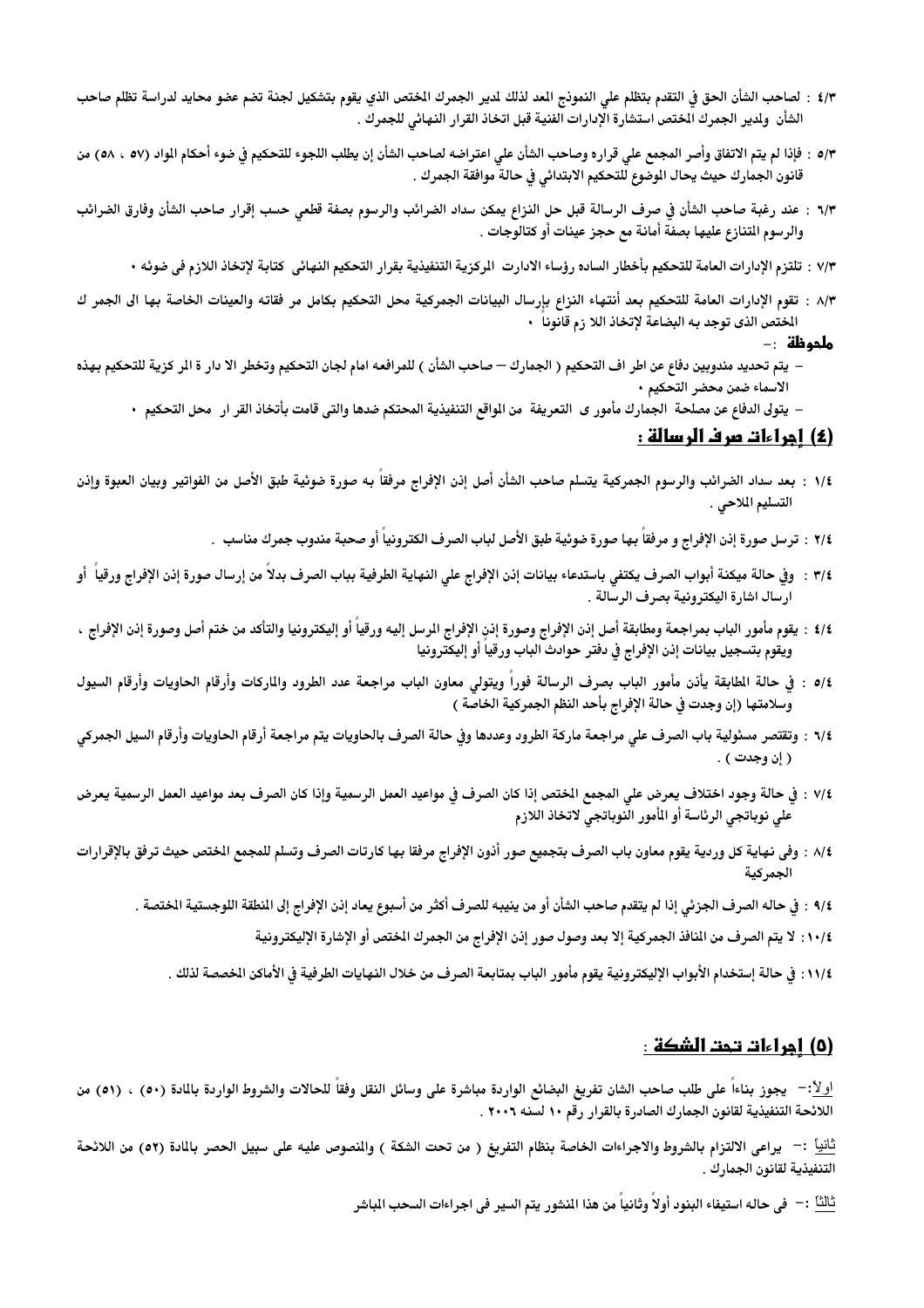٤/٣ : لصاحب الشأن الحق في التقدم بتظلم علي النموذج المعد لذلك لمدير الجمرك المختص الذي يقوم بتشكيل لجنة تضم عضو محايد لدراسة تظلم صاحب الشأن ولمدير الجمرك المختص استشارة الإدارات الفنية قبل اتخاذ القرار النهائي للجمرك .

٥/٣ : فإذا لم يتم الاتفاق وأصر المجمع علي قراره وصاحب الشأن علي اعتراضه لصاحب الشأن إن يطلب اللجوء للتحكيم في ضوء أحكام المواد (٥٧ ، ٥٨) من قانون الجمارك حيث يحال الموضوع للتحكيم الابتدائي في حالة موافقة الجمرك .

٦/٣ : عند رغبة صاحب الشأن في صرف الرسالة قبل حل النزاع يمكن سداد الضرائب والرسوم بصفة قطعي حسب إقرار صاحب الشأن وفارق الضرائب والرسوم المتنازع عليها بصفة أمانة مع حجز عينات أو كتالوجات .

٧/٣ : تلتزم الإدارات العامة للتحكيم بأخطار الساده رؤساء الادارت المركزية التنفيذية بقرار التحكيم النهائى كتابة لإتخاذ اللازم فى ضوئه .

٨/٣ : تقوم الإدارات العامة للتحكيم بعد أنتهاء النزاع بإرسال البيانات الجمركية محل التحكيم بكامل مر فقاته والعينات الخاصة بها الى الجمر ك المختص الذى توجد به البضاعة لإتخاذ اللا زم قانونا .

**ملحوظة** :-

- يتم تحديد مندوبين دفاع عن اطر اف التحكيم ( الجمارك – صاحب الشأن ) للمرافعه امام لجان التحكيم وتخطر الا دار ة المر كزية للتحكيم بهذه الاسماء ضمن محضر التحكيم .
- يتولى الدفاع عن مصلحة الجمارك مأمور ى التعريفة من المواقع التنفيذية المحتكم ضدها والتى قامت بأتخاذ القر ار محل التحكيم .

## (٤) إجراءات صرف الرسالة :

١/٤ : بعد سداد الضرائب والرسوم الجمركية يتسلم صاحب الشأن أصل إذن الإفراج مرفقاً به صورة ضوئية طبق الأصل من الفواتير وبيان العبوة وإذن التسليم الملاحي .

٢/٤ : ترسل صورة إذن الإفراج و مرفقاً بها صورة ضوئية طبق الأصل لباب الصرف الكترونياً أو صحبة مندوب جمرك مناسب .

٣/٤ : وفي حالة ميكنة أبواب الصرف يكتفي باستدعاء بيانات إذن الإفراج علي النهاية الطرفية بباب الصرف بدلاً من إرسال صورة إذن الإفراج ورقياً أو ارسال اشارة اليكترونية بصرف الرسالة .

٤/٤ : يقوم مأمور الباب بمراجعة ومطابقة أصل إذن الإفراج وصورة إذن الإفراج المرسل إليه ورقياً أو إليكترونيا والتأكد من ختم أصل وصورة إذن الإفراج ، ويقوم بتسجيل بيانات إذن الإفراج في دفتر حوادث الباب ورقياً أو إليكترونيا

٥/٤ : في حالة المطابقة يأذن مأمور الباب بصرف الرسالة فوراً ويتولي معاون الباب مراجعة عدد الطرود والماركات وأرقام الحاويات وأرقام السيول وسلامتها (إن وجدت في حالة الإفراج بأحد النظم الجمركية الخاصة )

٦/٤ : وتقتصر مسئولية باب الصرف علي مراجعة ماركة الطرود وعددها وفي حالة الصرف بالحاويات يتم مراجعة أرقام الحاويات وأرقام السيل الجمركي ( إن وجدت ) .

٧/٤ : في حالة وجود اختلاف يعرض علي المجمع المختص إذا كان الصرف في مواعيد العمل الرسمية وإذا كان الصرف بعد مواعيد العمل الرسمية يعرض علي نوباتجي الرئاسة أو المأمور النوباتجي لاتخاذ اللازم

٨/٤ : وفى نهاية كل وردية يقوم معاون باب الصرف بتجميع صور أذون الإفراج مرفقا بها كارتات الصرف وتسلم للمجمع المختص حيث ترفق بالإقرارات الجمركية

٩/٤ : في حاله الصرف الجزئي إذا لم يتقدم صاحب الشأن أو من ينيبه للصرف أكثر من أسبوع يعاد إذن الإفراج إلى المنطقة اللوجستية المختصة .

١٠/٤: لا يتم الصرف من المنافذ الجمركية إلا بعد وصول صور إذن الإفراج من الجمرك المختص أو الإشارة الإليكترونية

١١/٤: في حالة إستخدام الأبواب الإليكترونية يقوم مأمور الباب بمتابعة الصرف من خلال النهايات الطرفية في الأماكن المخصصة لذلك .

## (٥) إجراءات تحت الشكة :

اولاً :- يجوز بناءاً على طلب صاحب الشان تفريغ البضائع الواردة مباشرة على وسائل النقل وفقاً للحالات والشروط الواردة بالمادة (٥٠) ، (٥١) من اللائحة التنفيذية لقانون الجمارك الصادرة بالقرار رقم ١٠ لسنه ٢٠٠٦ .

ثانياً :- يراعى الالتزام بالشروط والاجراءات الخاصة بنظام التفريغ ( من تحت الشكة ) والمنصوص عليه على سبيل الحصر بالمادة (٥٢) من اللائحة التنفيذية لقانون الجمارك .

ثالثاً :- فى حاله استيفاء البنود أولاً وثانياً من هذا المنشور يتم السير فى اجراءات السحب المباشر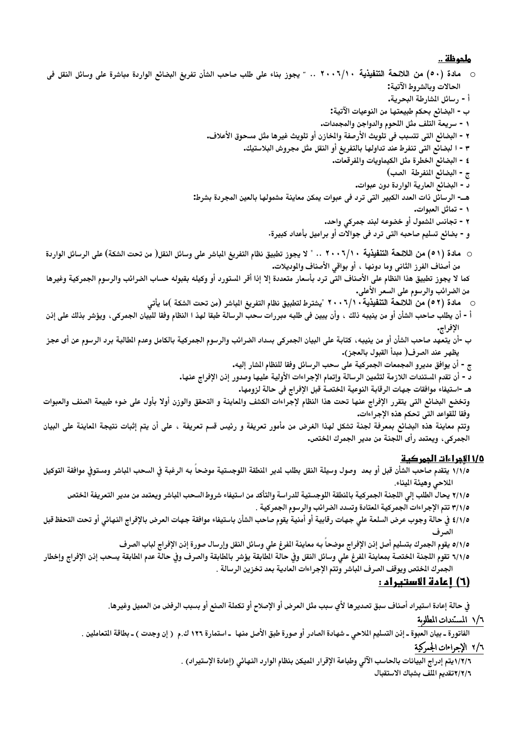**ملحوظة ..**

- مادة (٥٠) من اللائحة التنفيذية ٢٠٠٦/١٠ .. " يجوز بناء على طلب صاحب الشأن تفريغ البضائع الواردة مباشرة على وسائل النقل فى الحالات وبالشروط الآتية:

أ - رسائل المشارطة البحرية.

ب - البضائع بحكم طبيعتها من النوعيات الآتية:

١ - سريعة التلف مثل اللحوم والدواجن والمجمدات.

٢ - البضائع التى تتسبب فى تلويث الأرصفة والمخازن أو تلويث غيرها مثل مسحوق الأعلاف.

٣ - ا لبضائع التى تنفرط عند تداولها بالتفريغ أو النقل مثل مجروش البلاستيك.

٤ - البضائع الخطرة مثل الكيماويات والمفرقعات.

ج - البضائع المنفرطة الصب)

د - البضائع العارية الواردة دون عبوات.

هـ- الرسائل ذات العدد الكبير التى ترد فى عبوات يمكن معاينة مشمولها بالعين المجردة بشرط:

١ - تماثل العبوات.

٢ - تجانس المشمول أو خضوعه لبند جمركي واحد.

و - بضائع تسليم صاحبه التى ترد فى جوالات أو براميل بأعداد كبيرة.

- مادة (٥١) من اللائحة التنفيذية ٢٠٠٦/١٠ .. " لا يجوز تطبيق نظام التفريغ المباشر على وسائل النقل( من تحت الشكة) على الرسائل الواردة من أصناف الفرز الثانى وما دونها ، أو بواقي الأصناف والموديلات.

كما لا يجوز تطبيق هذا النظام على الأصناف التى ترد بأسعار متعددة إلا إذا أقر المستورد أو وكيله بقبوله حساب الضرائب والرسوم الجمركية وغيرها من الضرائب والرسوم على السعر الأعلى.

- مادة (٥٢) من اللائحة التنفيذية ٢٠٠٦/١٠ "يشترط لتطبيق نظام التفريغ المباشر (من تحت الشكة )ما يأتي

أ - أن يطلب صاحب الشأن أو من ينيبه ذلك ، وأن يبين فى طلبه مبررات سحب الرسالة طبقا لهذ ا النظام وفقا للبيان الجمركى، ويؤشر بذلك على إذن الإفراج.

ب -أن يتعهد صاحب الشأن أو من ينيبه، كتابة على البيان الجمركى بسداد الضرائب والرسوم الجمركية بالكامل وعدم المطالبة برد الرسوم عن أى عجز يظهر عند الصرف( مبدأ القبول بالعجز).

ج - أن يوافق مديرو المجمعات الجمركية على سحب الرسائل وفقا للنظام المشار إليه.

د - أن تقدم المستندات اللازمة لتثمين الرسالة وإتمام الإجراءات الأولية عليها وصدور إذن الإفراج عنها.

هـ -استيفاء موافقات جهات الرقابة النوعية المختصة قبل الإفراج فى حالة لزومها.

وتخضع البضائع التى يتقرر الإفراج عنها تحت هذا النظام لإجراءات الكشف والمعاينة و التحقق والوزن أولا بأول على ضوء طبيعة الصنف والعبوات وفقا للقواعد التى تحكم هذه الإجراءات.

وتتم معاينة هذه البضائع بمعرفة لجنة تشكل لهذا الغرض من مأمور تعريفة و رئيس قسم تعريفة ، على أن يتم إثبات نتيجة المعاينة على البيان الجمركى، ويعتمد رأى اللجنة من مدير الجمرك المختص.

## ١/٥ الإجراءات الجمركية

١/١/٥ يتقدم صاحب الشأن قبل أو بعد وصول وسيلة النقل بطلب لمدير المنطقة اللوجستية موضحاً به الرغبة في السحب المباشر ومستوفي موافقة التوكيل الملاحي وهيئة الميناء.

٢/١/٥ يحال الطلب إلي اللجنة الجمركية بالمنطقة اللوجستية للدراسة والتأكد من استيفاء شروط السحب المباشر ويعتمد من مدير التعريفة المختص

٣/١/٥ تتم الإجراءات الجمركية المعتادة وتسدد الضرائب والرسوم الجمركية .

٤/١/٥ في حالة وجوب عرض السلعة علي جهات رقابية أو أمنية يقوم صاحب الشأن باستيفاء موافقة جهات العرض بالإفراج النهائي أو تحت التحفظ قبل الصرف

٥/١/٥ يقوم الجمرك بتسليم أصل إذن الإفراج موضحاً به معاينة المفرغ علي وسائل النقل وإرسال صورة إذن الإفراج لباب الصرف

٦/١/٥ تقوم اللجنة المختصة بمعاينة المفرغ علي وسائل النقل وفي حالة المطابقة يؤشر بالمطابقة والصرف وفي حالة عدم المطابقة يسحب إذن الإفراج وإخطار الجمرك المختص ويوقف الصرف المباشر وتتم الإجراءات العادية بعد تخزين الرسالة .

## (٦) إعادة الاستيراد :

في حالة إعادة استيراد أصناف سبق تصديرها لأي سبب مثل العرض أو الإصلاح أو تكملة الصنع أو بسبب الرفض من العميل وغيرها.

### ١/٦ المستندات المطلوبة

الفاتورة ـ بيان العبوة ـ إذن التسليم الملاحي ـ شهادة الصادر أو صورة طبق الأصل منها ـ استمارة ١٢٦ ك.م ( إن وجدت ) ـ بطاقة المتعاملين .

### ٢/٦ الإجراءات الجمركية

١/٢/٦يتم إدراج البيانات بالحاسب الآلي وطباعة الإقرار المميكن بنظام الوارد النهائي (إعادة الإستيراد) .

٢/٢/٦تقديم الملف بشباك الاستقبال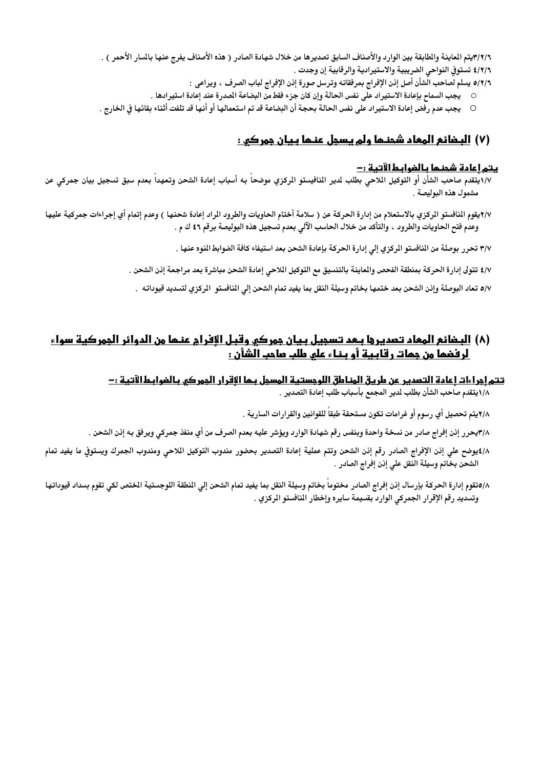٣/٢/٦يتم المعاينة والمطابقة بين الوارد والأصناف السابق تصديرها من خلال شهادة الصادر ( هذه الأصناف يفرج عنها بالمسار الأحمر ) .

٤/٢/٦ تستوفي النواحي الضريبية والاستيرادية والرقابية إن وجدت .

٥/٢/٦ يسلم لصاحب الشأن أصل إذن الإفراج بمرفقاته وترسل صورة إذن الإفراج لباب الصرف ، ويراعى :

- يجب السماح بإعادة الاستيراد على نفس الحالة وإن كان جزء فقط من البضاعة المصدرة عند إعادة استيرادها .
- يجب عدم رفض إعادة الاستيراد على نفس الحالة بحجة أن البضاعة قد تم استعمالها أو أنها قد تلفت أثناء بقائها في الخارج .

## (٧) البضائع المعاد شحنها ولم يسجل عنها بيان جمركي :

### يتم إعادة شحنها بالضوابط الآتية :-

١/٧يتقدم صاحب الشأن أو التوكيل الملاحي بطلب لمدير المنافيستو المركزي موضحاً به أسباب إعادة الشحن وتعهداً بعدم سبق تسجيل بيان جمركي عن مشمول هذه البوليصة .

٢/٧يقوم المنافستو المركزي بالاستعلام من إدارة الحركة عن ( سلامة أختام الحاويات والطرود المراد إعادة شحنها ) وعدم إتمام أي إجراءات جمركية عليها وعدم فتح الحاويات والطرود ، والتأكد من خلال الحاسب الآلي بعدم تسجيل هذه البوليصة برقم ٤٦ ك م .

٣/٧ تحرر بوصلة من المنافستو المركزي إلي إدارة الحركة بإعادة الشحن بعد استيفاء كافة الضوابط المنوه عنها .

٤/٧ تتولى إدارة الحركة بمنطقة الفحص والمعاينة بالتنسيق مع التوكيل الملاحي إعادة الشحن مباشرة بعد مراجعة إذن الشحن .

٥/٧ تعاد البوصلة وإذن الشحن بعد ختمها بخاتم وسيلة النقل بما يفيد تمام الشحن إلي المنافستو المركزي لتسديد قيوداته .

## (٨) البضائع المعاد تصديرها بعد تسجيل بيان جمركي وقبل الإفراج عنها من الدوائر الجمركية سواء لرفضها من جهات رقابية أو بناء علي طلب صاحب الشأن :

### تتم إجراءات إعادة التصدير عن طريق المناطق اللوجستية المسجل بها الإقرار الجمركي بالضوابط الآتية :-

١/٨يتقدم صاحب الشأن بطلب لمدير المجمع بأسباب طلب إعادة التصدير .

٢/٨يتم تحصيل أي رسوم أو غرامات تكون مستحقة طبقاً للقوانين والقرارات السارية .

٣/٨يحرر إذن إفراج صادر من نسخة واحدة وبنفس رقم شهادة الوارد ويؤشر عليه بعدم الصرف من أي منفذ جمركي ويرفق به إذن الشحن .

٤/٨يوضح علي إذن الإفراج الصادر رقم إذن الشحن وتتم عملية إعادة التصدير بحضور مندوب التوكيل الملاحي ومندوب الجمرك ويستوفي ما يفيد تمام الشحن بخاتم وسيلة النقل علي إذن إفراج الصادر .

٥/٨تقوم إدارة الحركة بإرسال إذن إفراج الصادر مختوماً بخاتم وسيلة النقل بما يفيد تمام الشحن إلي المنطقة اللوجستية المختص لكي تقوم بسداد قيوداتها وتسديد رقم الإقرار الجمركي الوارد بقسيمة سايره وإخطار المنافستو المركزي .